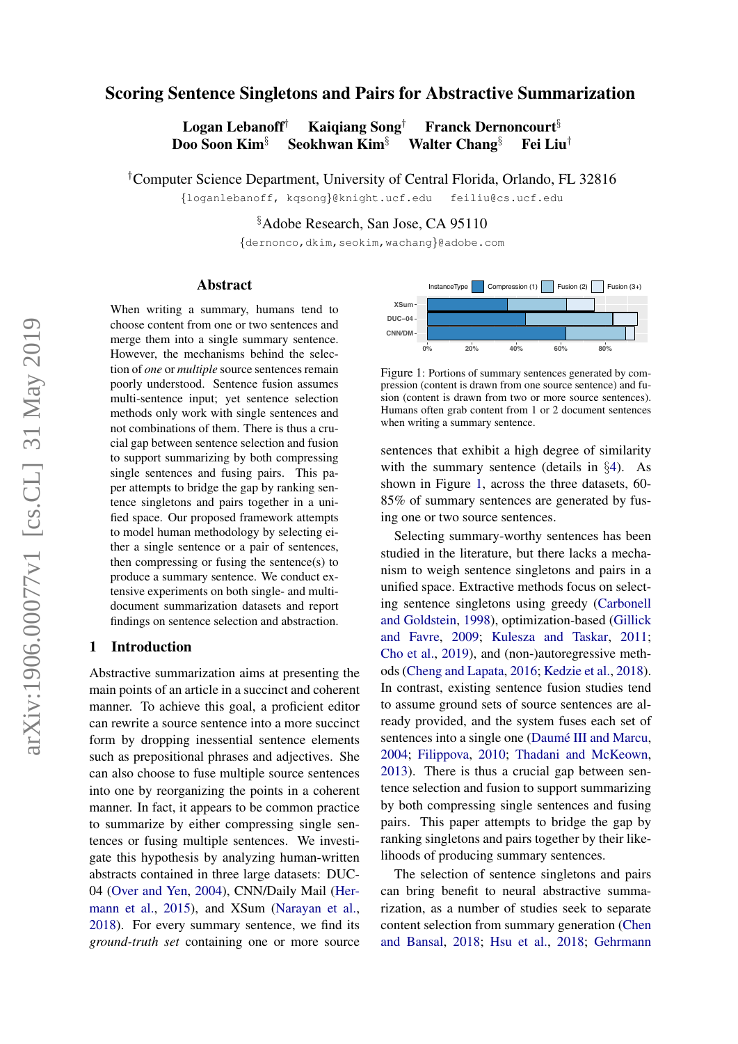# Scoring Sentence Singletons and Pairs for Abstractive Summarization

**Logan Lebanoff**[†] **Kaiqiang Song**[†] **Franck Dernoncourt**[§]
**Doo Soon Kim**[§] **Seokhwan Kim**[§] **Walter Chang**[§] **Fei Liu**[†]

[†]Computer Science Department, University of Central Florida, Orlando, FL 32816
{loganlebanoff, kqsong}@knight.ucf.edu feiliu@cs.ucf.edu

[§]Adobe Research, San Jose, CA 95110
{dernonco,dkim,seokim,wachang}@adobe.com

## Abstract

When writing a summary, humans tend to choose content from one or two sentences and merge them into a single summary sentence. However, the mechanisms behind the selection of *one* or *multiple* source sentences remain poorly understood. Sentence fusion assumes multi-sentence input; yet sentence selection methods only work with single sentences and not combinations of them. There is thus a crucial gap between sentence selection and fusion to support summarizing by both compressing single sentences and fusing pairs. This paper attempts to bridge the gap by ranking sentence singletons and pairs together in a unified space. Our proposed framework attempts to model human methodology by selecting either a single sentence or a pair of sentences, then compressing or fusing the sentence(s) to produce a summary sentence. We conduct extensive experiments on both single- and multi-document summarization datasets and report findings on sentence selection and abstraction.

## 1 Introduction

Abstractive summarization aims at presenting the main points of an article in a succinct and coherent manner. To achieve this goal, a proficient editor can rewrite a source sentence into a more succinct form by dropping inessential sentence elements such as prepositional phrases and adjectives. She can also choose to fuse multiple source sentences into one by reorganizing the points in a coherent manner. In fact, it appears to be common practice to summarize by either compressing single sentences or fusing multiple sentences. We investigate this hypothesis by analyzing human-written abstracts contained in three large datasets: DUC-04 (Over and Yen, 2004), CNN/Daily Mail (Hermann et al., 2015), and XSum (Narayan et al., 2018). For every summary sentence, we find its *ground-truth set* containing one or more source sentences that exhibit a high degree of similarity with the summary sentence (details in §4). As shown in Figure 1, across the three datasets, 60-85% of summary sentences are generated by fusing one or two source sentences.

Figure 1: Portions of summary sentences generated by compression (content is drawn from one source sentence) and fusion (content is drawn from two or more source sentences). Humans often grab content from 1 or 2 document sentences when writing a summary sentence.

Selecting summary-worthy sentences has been studied in the literature, but there lacks a mechanism to weigh sentence singletons and pairs in a unified space. Extractive methods focus on selecting sentence singletons using greedy (Carbonell and Goldstein, 1998), optimization-based (Gillick and Favre, 2009; Kulesza and Taskar, 2011; Cho et al., 2019), and (non-)autoregressive methods (Cheng and Lapata, 2016; Kedzie et al., 2018). In contrast, existing sentence fusion studies tend to assume ground sets of source sentences are already provided, and the system fuses each set of sentences into a single one (Daumé III and Marcu, 2004; Filippova, 2010; Thadani and McKeown, 2013). There is thus a crucial gap between sentence selection and fusion to support summarizing by both compressing single sentences and fusing pairs. This paper attempts to bridge the gap by ranking singletons and pairs together by their likelihoods of producing summary sentences.

The selection of sentence singletons and pairs can bring benefit to neural abstractive summarization, as a number of studies seek to separate content selection from summary generation (Chen and Bansal, 2018; Hsu et al., 2018; Gehrmann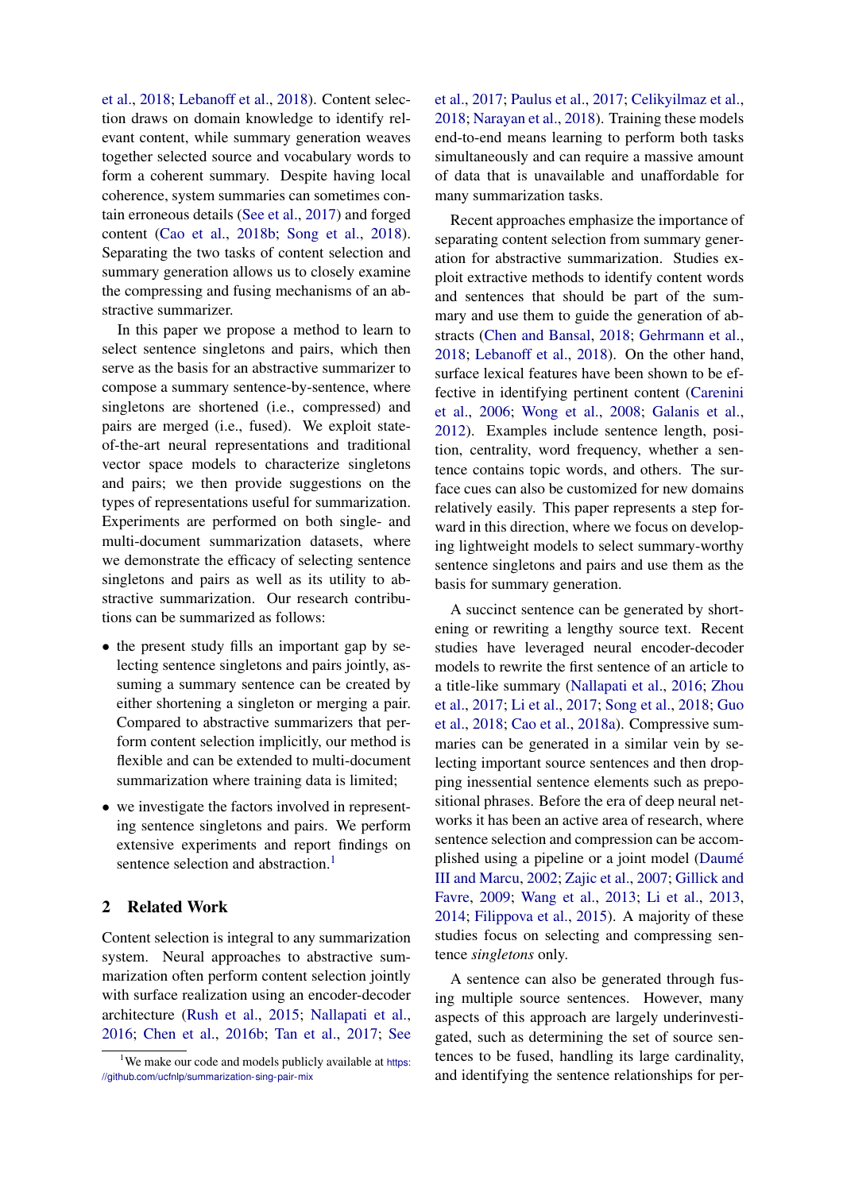et al., 2018; Lebanoff et al., 2018). Content selection draws on domain knowledge to identify relevant content, while summary generation weaves together selected source and vocabulary words to form a coherent summary. Despite having local coherence, system summaries can sometimes contain erroneous details (See et al., 2017) and forged content (Cao et al., 2018b; Song et al., 2018). Separating the two tasks of content selection and summary generation allows us to closely examine the compressing and fusing mechanisms of an abstractive summarizer.

In this paper we propose a method to learn to select sentence singletons and pairs, which then serve as the basis for an abstractive summarizer to compose a summary sentence-by-sentence, where singletons are shortened (i.e., compressed) and pairs are merged (i.e., fused). We exploit state-of-the-art neural representations and traditional vector space models to characterize singletons and pairs; we then provide suggestions on the types of representations useful for summarization. Experiments are performed on both single- and multi-document summarization datasets, where we demonstrate the efficacy of selecting sentence singletons and pairs as well as its utility to abstractive summarization. Our research contributions can be summarized as follows:

- the present study fills an important gap by selecting sentence singletons and pairs jointly, assuming a summary sentence can be created by either shortening a singleton or merging a pair. Compared to abstractive summarizers that perform content selection implicitly, our method is flexible and can be extended to multi-document summarization where training data is limited;
- we investigate the factors involved in representing sentence singletons and pairs. We perform extensive experiments and report findings on sentence selection and abstraction.[1]

## 2 Related Work

Content selection is integral to any summarization system. Neural approaches to abstractive summarization often perform content selection jointly with surface realization using an encoder-decoder architecture (Rush et al., 2015; Nallapati et al., 2016; Chen et al., 2016b; Tan et al., 2017; See et al., 2017; Paulus et al., 2017; Celikyilmaz et al., 2018; Narayan et al., 2018). Training these models end-to-end means learning to perform both tasks simultaneously and can require a massive amount of data that is unavailable and unaffordable for many summarization tasks.

Recent approaches emphasize the importance of separating content selection from summary generation for abstractive summarization. Studies exploit extractive methods to identify content words and sentences that should be part of the summary and use them to guide the generation of abstracts (Chen and Bansal, 2018; Gehrmann et al., 2018; Lebanoff et al., 2018). On the other hand, surface lexical features have been shown to be effective in identifying pertinent content (Carenini et al., 2006; Wong et al., 2008; Galanis et al., 2012). Examples include sentence length, position, centrality, word frequency, whether a sentence contains topic words, and others. The surface cues can also be customized for new domains relatively easily. This paper represents a step forward in this direction, where we focus on developing lightweight models to select summary-worthy sentence singletons and pairs and use them as the basis for summary generation.

A succinct sentence can be generated by shortening or rewriting a lengthy source text. Recent studies have leveraged neural encoder-decoder models to rewrite the first sentence of an article to a title-like summary (Nallapati et al., 2016; Zhou et al., 2017; Li et al., 2017; Song et al., 2018; Guo et al., 2018; Cao et al., 2018a). Compressive summaries can be generated in a similar vein by selecting important source sentences and then dropping inessential sentence elements such as prepositional phrases. Before the era of deep neural networks it has been an active area of research, where sentence selection and compression can be accomplished using a pipeline or a joint model (Daumé III and Marcu, 2002; Zajic et al., 2007; Gillick and Favre, 2009; Wang et al., 2013; Li et al., 2013, 2014; Filippova et al., 2015). A majority of these studies focus on selecting and compressing sentence *singletons* only.

A sentence can also be generated through fusing multiple source sentences. However, many aspects of this approach are largely underinvestigated, such as determining the set of source sentences to be fused, handling its large cardinality, and identifying the sentence relationships for per-

[1] We make our code and models publicly available at https://github.com/ucfnlp/summarization-sing-pair-mix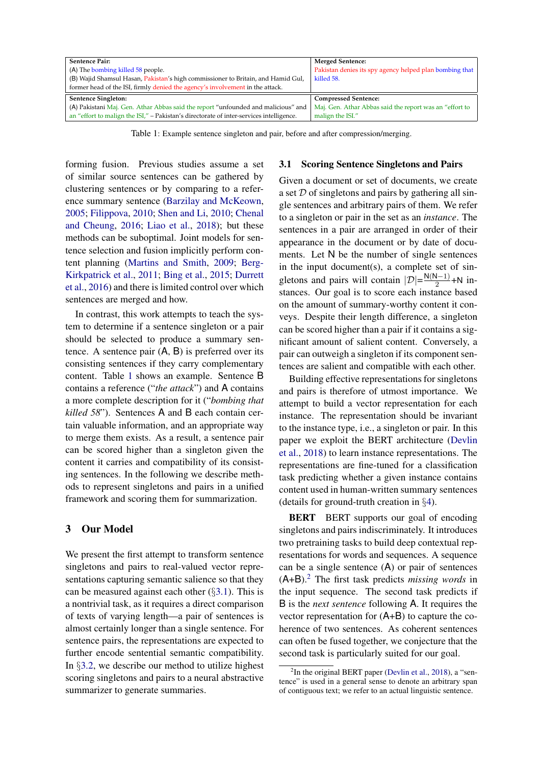| Sentence Pair: | Merged Sentence: |
|---|---|
| (A) The bombing killed 58 people.<br>(B) Wajid Shamsul Hasan, Pakistan's high commissioner to Britain, and Hamid Gul, former head of the ISI, firmly denied the agency's involvement in the attack. | Pakistan denies its spy agency helped plan bombing that killed 58. |
| **Sentence Singleton:** | **Compressed Sentence:** |
| (A) Pakistani Maj. Gen. Athar Abbas said the report "unfounded and malicious" and an "effort to malign the ISI," – Pakistan's directorate of inter-services intelligence. | Maj. Gen. Athar Abbas said the report was an "effort to malign the ISI." |

Table 1: Example sentence singleton and pair, before and after compression/merging.

forming fusion. Previous studies assume a set of similar source sentences can be gathered by clustering sentences or by comparing to a reference summary sentence (Barzilay and McKeown, 2005; Filippova, 2010; Shen and Li, 2010; Chenal and Cheung, 2016; Liao et al., 2018); but these methods can be suboptimal. Joint models for sentence selection and fusion implicitly perform content planning (Martins and Smith, 2009; Berg-Kirkpatrick et al., 2011; Bing et al., 2015; Durrett et al., 2016) and there is limited control over which sentences are merged and how.

In contrast, this work attempts to teach the system to determine if a sentence singleton or a pair should be selected to produce a summary sentence. A sentence pair (A, B) is preferred over its consisting sentences if they carry complementary content. Table 1 shows an example. Sentence B contains a reference ("*the attack*") and A contains a more complete description for it ("*bombing that killed 58*"). Sentences A and B each contain certain valuable information, and an appropriate way to merge them exists. As a result, a sentence pair can be scored higher than a singleton given the content it carries and compatibility of its consisting sentences. In the following we describe methods to represent singletons and pairs in a unified framework and scoring them for summarization.

## 3 Our Model

We present the first attempt to transform sentence singletons and pairs to real-valued vector representations capturing semantic salience so that they can be measured against each other (§3.1). This is a nontrivial task, as it requires a direct comparison of texts of varying length—a pair of sentences is almost certainly longer than a single sentence. For sentence pairs, the representations are expected to further encode sentential semantic compatibility. In §3.2, we describe our method to utilize highest scoring singletons and pairs to a neural abstractive summarizer to generate summaries.

### 3.1 Scoring Sentence Singletons and Pairs

Given a document or set of documents, we create a set $\mathcal{D}$ of singletons and pairs by gathering all single sentences and arbitrary pairs of them. We refer to a singleton or pair in the set as an *instance*. The sentences in a pair are arranged in order of their appearance in the document or by date of documents. Let N be the number of single sentences in the input document(s), a complete set of singletons and pairs will contain $|\mathcal{D}|=\frac{N(N-1)}{2}+N$ instances. Our goal is to score each instance based on the amount of summary-worthy content it conveys. Despite their length difference, a singleton can be scored higher than a pair if it contains a significant amount of salient content. Conversely, a pair can outweigh a singleton if its component sentences are salient and compatible with each other.

Building effective representations for singletons and pairs is therefore of utmost importance. We attempt to build a vector representation for each instance. The representation should be invariant to the instance type, i.e., a singleton or pair. In this paper we exploit the BERT architecture (Devlin et al., 2018) to learn instance representations. The representations are fine-tuned for a classification task predicting whether a given instance contains content used in human-written summary sentences (details for ground-truth creation in §4).

**BERT** BERT supports our goal of encoding singletons and pairs indiscriminately. It introduces two pretraining tasks to build deep contextual representations for words and sequences. A sequence can be a single sentence (A) or pair of sentences (A+B).[2] The first task predicts *missing words* in the input sequence. The second task predicts if B is the *next sentence* following A. It requires the vector representation for (A+B) to capture the coherence of two sentences. As coherent sentences can often be fused together, we conjecture that the second task is particularly suited for our goal.

[2] In the original BERT paper (Devlin et al., 2018), a "sentence" is used in a general sense to denote an arbitrary span of contiguous text; we refer to an actual linguistic sentence.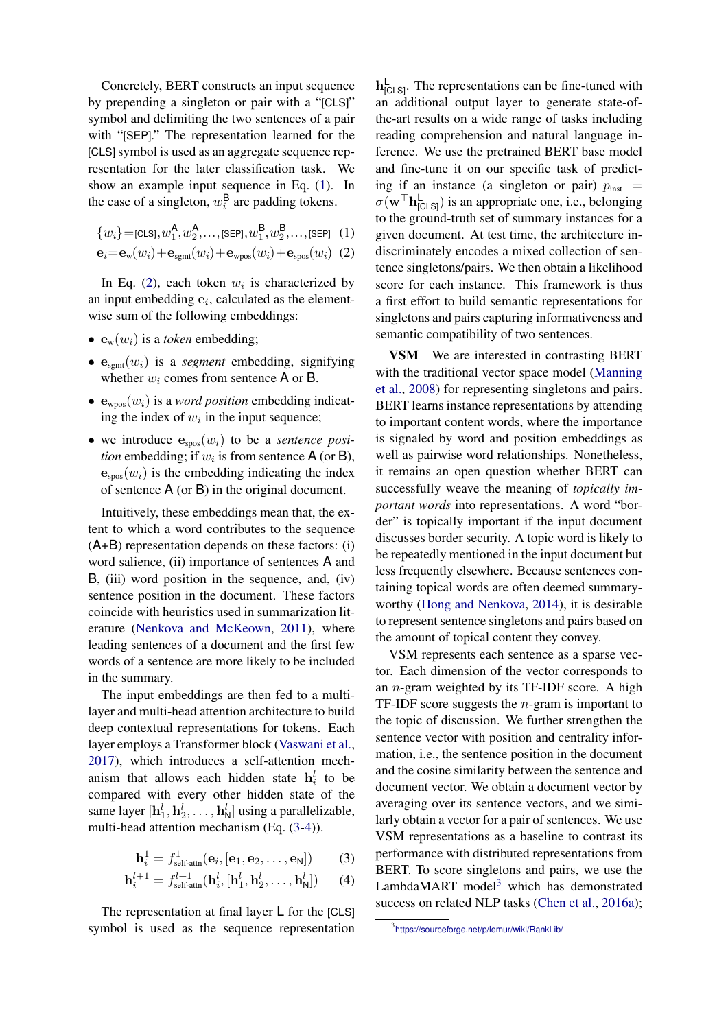Concretely, BERT constructs an input sequence by prepending a singleton or pair with a "[CLS]" symbol and delimiting the two sentences of a pair with "[SEP]." The representation learned for the [CLS] symbol is used as an aggregate sequence representation for the later classification task. We show an example input sequence in Eq. (1). In the case of a singleton, $w_i^{\text{B}}$ are padding tokens.

$$\{w_i\} = \text{[CLS]}, w_1^{\text{A}}, w_2^{\text{A}}, \ldots, \text{[SEP]}, w_1^{\text{B}}, w_2^{\text{B}}, \ldots, \text{[SEP]} \quad (1)$$

$$\mathbf{e}_i = \mathbf{e}_{\text{w}}(w_i) + \mathbf{e}_{\text{sgmt}}(w_i) + \mathbf{e}_{\text{wpos}}(w_i) + \mathbf{e}_{\text{spos}}(w_i) \quad (2)$$

In Eq. (2), each token $w_i$ is characterized by an input embedding $\mathbf{e}_i$, calculated as the element-wise sum of the following embeddings:

- $\mathbf{e}_{\text{w}}(w_i)$ is a *token* embedding;
- $\mathbf{e}_{\text{sgmt}}(w_i)$ is a *segment* embedding, signifying whether $w_i$ comes from sentence A or B.
- $\mathbf{e}_{\text{wpos}}(w_i)$ is a *word position* embedding indicating the index of $w_i$ in the input sequence;
- we introduce $\mathbf{e}_{\text{spos}}(w_i)$ to be a *sentence position* embedding; if $w_i$ is from sentence A (or B), $\mathbf{e}_{\text{spos}}(w_i)$ is the embedding indicating the index of sentence A (or B) in the original document.

Intuitively, these embeddings mean that, the extent to which a word contributes to the sequence (A+B) representation depends on these factors: (i) word salience, (ii) importance of sentences A and B, (iii) word position in the sequence, and, (iv) sentence position in the document. These factors coincide with heuristics used in summarization literature (Nenkova and McKeown, 2011), where leading sentences of a document and the first few words of a sentence are more likely to be included in the summary.

The input embeddings are then fed to a multi-layer and multi-head attention architecture to build deep contextual representations for tokens. Each layer employs a Transformer block (Vaswani et al., 2017), which introduces a self-attention mechanism that allows each hidden state $\mathbf{h}_i^l$ to be compared with every other hidden state of the same layer $[\mathbf{h}_1^l, \mathbf{h}_2^l, \ldots, \mathbf{h}_{\text{N}}^l]$ using a parallelizable, multi-head attention mechanism (Eq. (3-4)).

$$\mathbf{h}_i^1 = f_{\text{self-attn}}^1(\mathbf{e}_i, [\mathbf{e}_1, \mathbf{e}_2, \ldots, \mathbf{e}_{\text{N}}]) \quad (3)$$

$$\mathbf{h}_i^{l+1} = f_{\text{self-attn}}^{l+1}(\mathbf{h}_i^l, [\mathbf{h}_1^l, \mathbf{h}_2^l, \ldots, \mathbf{h}_{\text{N}}^l]) \quad (4)$$

The representation at final layer L for the [CLS] symbol is used as the sequence representation $\mathbf{h}_{\text{[CLS]}}^{\text{L}}$. The representations can be fine-tuned with an additional output layer to generate state-of-the-art results on a wide range of tasks including reading comprehension and natural language inference. We use the pretrained BERT base model and fine-tune it on our specific task of predicting if an instance (a singleton or pair) $p_{\text{inst}} = \sigma(\mathbf{w}^\top \mathbf{h}_{\text{[CLS]}}^{\text{L}})$ is an appropriate one, i.e., belonging to the ground-truth set of summary instances for a given document. At test time, the architecture indiscriminately encodes a mixed collection of sentence singletons/pairs. We then obtain a likelihood score for each instance. This framework is thus a first effort to build semantic representations for singletons and pairs capturing informativeness and semantic compatibility of two sentences.

**VSM** We are interested in contrasting BERT with the traditional vector space model (Manning et al., 2008) for representing singletons and pairs. BERT learns instance representations by attending to important content words, where the importance is signaled by word and position embeddings as well as pairwise word relationships. Nonetheless, it remains an open question whether BERT can successfully weave the meaning of *topically important words* into representations. A word "border" is topically important if the input document discusses border security. A topic word is likely to be repeatedly mentioned in the input document but less frequently elsewhere. Because sentences containing topical words are often deemed summary-worthy (Hong and Nenkova, 2014), it is desirable to represent sentence singletons and pairs based on the amount of topical content they convey.

VSM represents each sentence as a sparse vector. Each dimension of the vector corresponds to an $n$-gram weighted by its TF-IDF score. A high TF-IDF score suggests the $n$-gram is important to the topic of discussion. We further strengthen the sentence vector with position and centrality information, i.e., the sentence position in the document and the cosine similarity between the sentence and document vector. We obtain a document vector by averaging over its sentence vectors, and we similarly obtain a vector for a pair of sentences. We use VSM representations as a baseline to contrast its performance with distributed representations from BERT. To score singletons and pairs, we use the LambdaMART model[3] which has demonstrated success on related NLP tasks (Chen et al., 2016a);

[3] https://sourceforge.net/p/lemur/wiki/RankLib/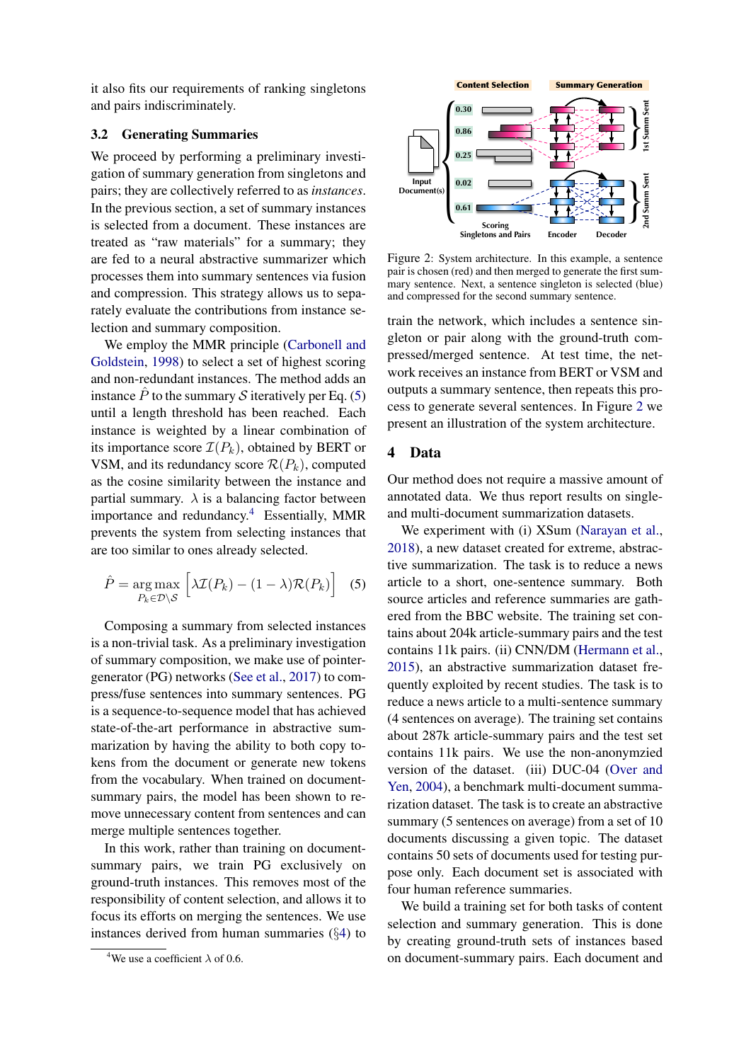it also fits our requirements of ranking singletons and pairs indiscriminately.

### 3.2 Generating Summaries

We proceed by performing a preliminary investigation of summary generation from singletons and pairs; they are collectively referred to as *instances*. In the previous section, a set of summary instances is selected from a document. These instances are treated as "raw materials" for a summary; they are fed to a neural abstractive summarizer which processes them into summary sentences via fusion and compression. This strategy allows us to separately evaluate the contributions from instance selection and summary composition.

We employ the MMR principle (Carbonell and Goldstein, 1998) to select a set of highest scoring and non-redundant instances. The method adds an instance $\hat{P}$ to the summary $\mathcal{S}$ iteratively per Eq. (5) until a length threshold has been reached. Each instance is weighted by a linear combination of its importance score $\mathcal{I}(P_k)$, obtained by BERT or VSM, and its redundancy score $\mathcal{R}(P_k)$, computed as the cosine similarity between the instance and partial summary. $\lambda$ is a balancing factor between importance and redundancy.[4] Essentially, MMR prevents the system from selecting instances that are too similar to ones already selected.

$$\hat{P} = \underset{P_k \in \mathcal{D} \setminus \mathcal{S}}{\arg\max} \Big[ \lambda \mathcal{I}(P_k) - (1 - \lambda) \mathcal{R}(P_k) \Big] \quad (5)$$

Composing a summary from selected instances is a non-trivial task. As a preliminary investigation of summary composition, we make use of pointer-generator (PG) networks (See et al., 2017) to compress/fuse sentences into summary sentences. PG is a sequence-to-sequence model that has achieved state-of-the-art performance in abstractive summarization by having the ability to both copy tokens from the document or generate new tokens from the vocabulary. When trained on document-summary pairs, the model has been shown to remove unnecessary content from sentences and can merge multiple sentences together.

In this work, rather than training on document-summary pairs, we train PG exclusively on ground-truth instances. This removes most of the responsibility of content selection, and allows it to focus its efforts on merging the sentences. We use instances derived from human summaries (§4) to train the network, which includes a sentence singleton or pair along with the ground-truth compressed/merged sentence. At test time, the network receives an instance from BERT or VSM and outputs a summary sentence, then repeats this process to generate several sentences. In Figure 2 we present an illustration of the system architecture.

[4] We use a coefficient $\lambda$ of 0.6.

Figure 2: System architecture. In this example, a sentence pair is chosen (red) and then merged to generate the first summary sentence. Next, a sentence singleton is selected (blue) and compressed for the second summary sentence.

## 4 Data

Our method does not require a massive amount of annotated data. We thus report results on single- and multi-document summarization datasets.

We experiment with (i) XSum (Narayan et al., 2018), a new dataset created for extreme, abstractive summarization. The task is to reduce a news article to a short, one-sentence summary. Both source articles and reference summaries are gathered from the BBC website. The training set contains about 204k article-summary pairs and the test contains 11k pairs. (ii) CNN/DM (Hermann et al., 2015), an abstractive summarization dataset frequently exploited by recent studies. The task is to reduce a news article to a multi-sentence summary (4 sentences on average). The training set contains about 287k article-summary pairs and the test set contains 11k pairs. We use the non-anonymzied version of the dataset. (iii) DUC-04 (Over and Yen, 2004), a benchmark multi-document summarization dataset. The task is to create an abstractive summary (5 sentences on average) from a set of 10 documents discussing a given topic. The dataset contains 50 sets of documents used for testing purpose only. Each document set is associated with four human reference summaries.

We build a training set for both tasks of content selection and summary generation. This is done by creating ground-truth sets of instances based on document-summary pairs. Each document and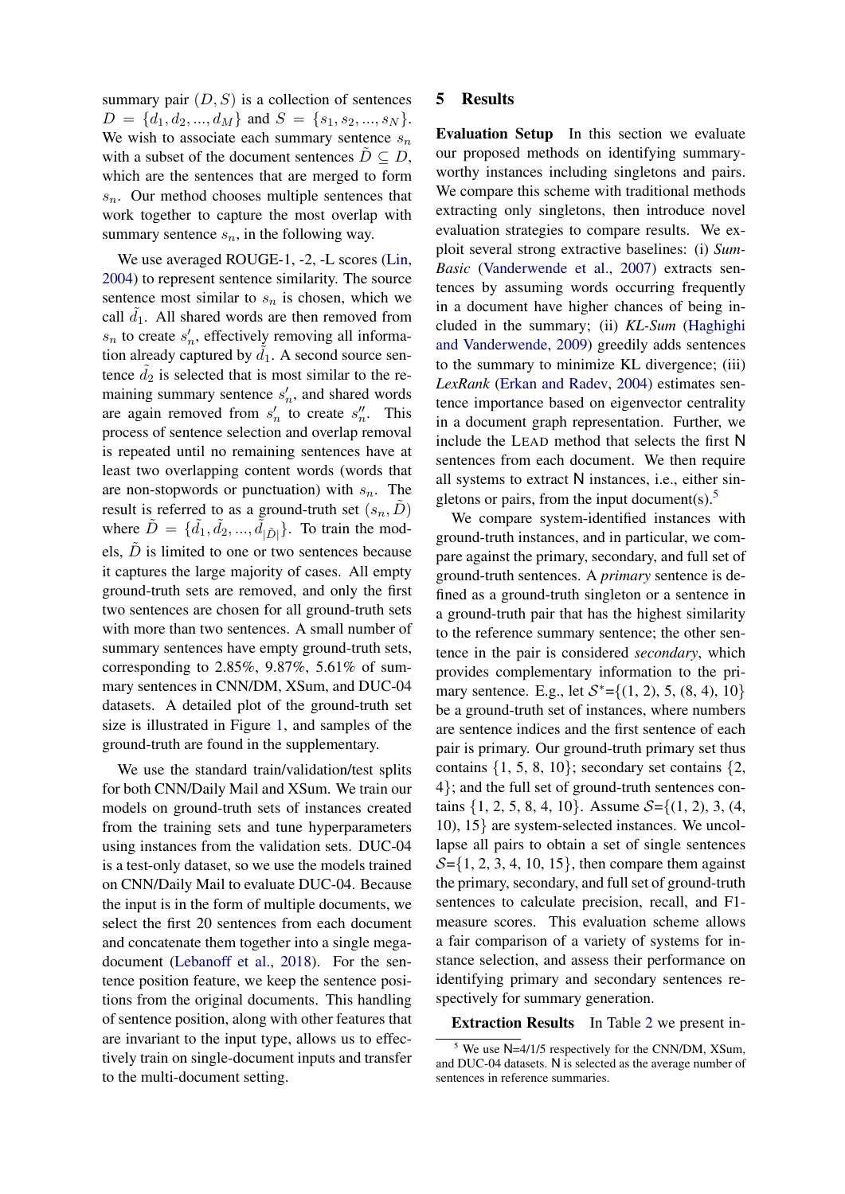summary pair $(D, S)$ is a collection of sentences $D = \{d_1, d_2, ..., d_M\}$ and $S = \{s_1, s_2, ..., s_N\}$. We wish to associate each summary sentence $s_n$ with a subset of the document sentences $\tilde{D} \subseteq D$, which are the sentences that are merged to form $s_n$. Our method chooses multiple sentences that work together to capture the most overlap with summary sentence $s_n$, in the following way.

We use averaged ROUGE-1, -2, -L scores (Lin, 2004) to represent sentence similarity. The source sentence most similar to $s_n$ is chosen, which we call $\tilde{d}_1$. All shared words are then removed from $s_n$ to create $s'_n$, effectively removing all information already captured by $\tilde{d}_1$. A second source sentence $\tilde{d}_2$ is selected that is most similar to the remaining summary sentence $s'_n$, and shared words are again removed from $s'_n$ to create $s''_n$. This process of sentence selection and overlap removal is repeated until no remaining sentences have at least two overlapping content words (words that are non-stopwords or punctuation) with $s_n$. The result is referred to as a ground-truth set $(s_n, \tilde{D})$ where $\tilde{D} = \{\tilde{d}_1, \tilde{d}_2, ..., \tilde{d}_{|\tilde{D}|}\}$. To train the models, $\tilde{D}$ is limited to one or two sentences because it captures the large majority of cases. All empty ground-truth sets are removed, and only the first two sentences are chosen for all ground-truth sets with more than two sentences. A small number of summary sentences have empty ground-truth sets, corresponding to 2.85%, 9.87%, 5.61% of summary sentences in CNN/DM, XSum, and DUC-04 datasets. A detailed plot of the ground-truth set size is illustrated in Figure 1, and samples of the ground-truth are found in the supplementary.

We use the standard train/validation/test splits for both CNN/Daily Mail and XSum. We train our models on ground-truth sets of instances created from the training sets and tune hyperparameters using instances from the validation sets. DUC-04 is a test-only dataset, so we use the models trained on CNN/Daily Mail to evaluate DUC-04. Because the input is in the form of multiple documents, we select the first 20 sentences from each document and concatenate them together into a single mega-document (Lebanoff et al., 2018). For the sentence position feature, we keep the sentence positions from the original documents. This handling of sentence position, along with other features that are invariant to the input type, allows us to effectively train on single-document inputs and transfer to the multi-document setting.

## 5 Results

**Evaluation Setup** In this section we evaluate our proposed methods on identifying summary-worthy instances including singletons and pairs. We compare this scheme with traditional methods extracting only singletons, then introduce novel evaluation strategies to compare results. We exploit several strong extractive baselines: (i) *SumBasic* (Vanderwende et al., 2007) extracts sentences by assuming words occurring frequently in a document have higher chances of being included in the summary; (ii) *KL-Sum* (Haghighi and Vanderwende, 2009) greedily adds sentences to the summary to minimize KL divergence; (iii) *LexRank* (Erkan and Radev, 2004) estimates sentence importance based on eigenvector centrality in a document graph representation. Further, we include the LEAD method that selects the first N sentences from each document. We then require all systems to extract N instances, i.e., either singletons or pairs, from the input document(s).[5]

We compare system-identified instances with ground-truth instances, and in particular, we compare against the primary, secondary, and full set of ground-truth sentences. A *primary* sentence is defined as a ground-truth singleton or a sentence in a ground-truth pair that has the highest similarity to the reference summary sentence; the other sentence in the pair is considered *secondary*, which provides complementary information to the primary sentence. E.g., let $\mathcal{S}^*$={(1, 2), 5, (8, 4), 10} be a ground-truth set of instances, where numbers are sentence indices and the first sentence of each pair is primary. Our ground-truth primary set thus contains {1, 5, 8, 10}; secondary set contains {2, 4}; and the full set of ground-truth sentences contains {1, 2, 5, 8, 4, 10}. Assume $\mathcal{S}$={(1, 2), 3, (4, 10), 15} are system-selected instances. We uncollapse all pairs to obtain a set of single sentences $\mathcal{S}$={1, 2, 3, 4, 10, 15}, then compare them against the primary, secondary, and full set of ground-truth sentences to calculate precision, recall, and F1-measure scores. This evaluation scheme allows a fair comparison of a variety of systems for instance selection, and assess their performance on identifying primary and secondary sentences respectively for summary generation.

**Extraction Results** In Table 2 we present in-

[5] We use N=4/1/5 respectively for the CNN/DM, XSum, and DUC-04 datasets. N is selected as the average number of sentences in reference summaries.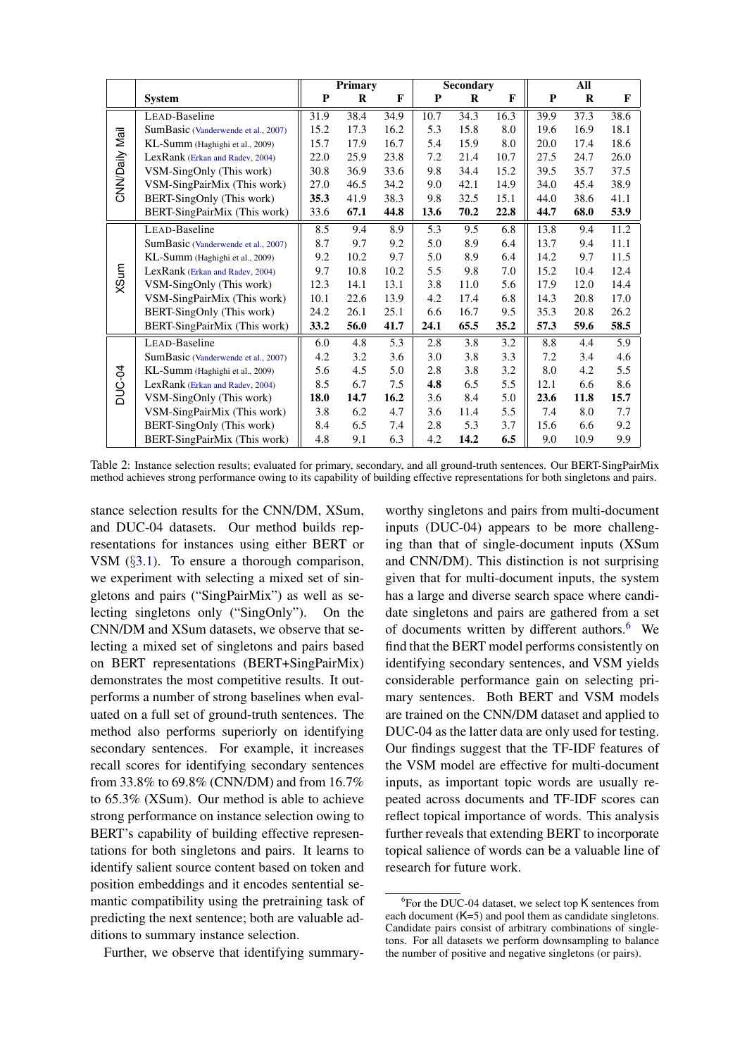| | System | Primary | | | Secondary | | | All | | |
|---|---|---|---|---|---|---|---|---|---|---|
| | | **P** | **R** | **F** | **P** | **R** | **F** | **P** | **R** | **F** |
| CNN/Daily Mail | LEAD-Baseline | 31.9 | 38.4 | 34.9 | 10.7 | 34.3 | 16.3 | 39.9 | 37.3 | 38.6 |
| | SumBasic (Vanderwende et al., 2007) | 15.2 | 17.3 | 16.2 | 5.3 | 15.8 | 8.0 | 19.6 | 16.9 | 18.1 |
| | KL-Summ (Haghighi et al., 2009) | 15.7 | 17.9 | 16.7 | 5.4 | 15.9 | 8.0 | 20.0 | 17.4 | 18.6 |
| | LexRank (Erkan and Radev, 2004) | 22.0 | 25.9 | 23.8 | 7.2 | 21.4 | 10.7 | 27.5 | 24.7 | 26.0 |
| | VSM-SingOnly (This work) | 30.8 | 36.9 | 33.6 | 9.8 | 34.4 | 15.2 | 39.5 | 35.7 | 37.5 |
| | VSM-SingPairMix (This work) | 27.0 | 46.5 | 34.2 | 9.0 | 42.1 | 14.9 | 34.0 | 45.4 | 38.9 |
| | BERT-SingOnly (This work) | **35.3** | 41.9 | 38.3 | 9.8 | 32.5 | 15.1 | 44.0 | 38.6 | 41.1 |
| | BERT-SingPairMix (This work) | 33.6 | **67.1** | **44.8** | **13.6** | **70.2** | **22.8** | **44.7** | **68.0** | **53.9** |
| XSum | LEAD-Baseline | 8.5 | 9.4 | 8.9 | 5.3 | 9.5 | 6.8 | 13.8 | 9.4 | 11.2 |
| | SumBasic (Vanderwende et al., 2007) | 8.7 | 9.7 | 9.2 | 5.0 | 8.9 | 6.4 | 13.7 | 9.4 | 11.1 |
| | KL-Summ (Haghighi et al., 2009) | 9.2 | 10.2 | 9.7 | 5.0 | 8.9 | 6.4 | 14.2 | 9.7 | 11.5 |
| | LexRank (Erkan and Radev, 2004) | 9.7 | 10.8 | 10.2 | 5.5 | 9.8 | 7.0 | 15.2 | 10.4 | 12.4 |
| | VSM-SingOnly (This work) | 12.3 | 14.1 | 13.1 | 3.8 | 11.0 | 5.6 | 17.9 | 12.0 | 14.4 |
| | VSM-SingPairMix (This work) | 10.1 | 22.6 | 13.9 | 4.2 | 17.4 | 6.8 | 14.3 | 20.8 | 17.0 |
| | BERT-SingOnly (This work) | 24.2 | 26.1 | 25.1 | 6.6 | 16.7 | 9.5 | 35.3 | 20.8 | 26.2 |
| | BERT-SingPairMix (This work) | **33.2** | **56.0** | **41.7** | **24.1** | **65.5** | **35.2** | **57.3** | **59.6** | **58.5** |
| DUC-04 | LEAD-Baseline | 6.0 | 4.8 | 5.3 | 2.8 | 3.8 | 3.2 | 8.8 | 4.4 | 5.9 |
| | SumBasic (Vanderwende et al., 2007) | 4.2 | 3.2 | 3.6 | 3.0 | 3.8 | 3.3 | 7.2 | 3.4 | 4.6 |
| | KL-Summ (Haghighi et al., 2009) | 5.6 | 4.5 | 5.0 | 2.8 | 3.8 | 3.2 | 8.0 | 4.2 | 5.5 |
| | LexRank (Erkan and Radev, 2004) | 8.5 | 6.7 | 7.5 | **4.8** | 6.5 | 5.5 | 12.1 | 6.6 | 8.6 |
| | VSM-SingOnly (This work) | **18.0** | **14.7** | **16.2** | 3.6 | 8.4 | 5.0 | **23.6** | **11.8** | **15.7** |
| | VSM-SingPairMix (This work) | 3.8 | 6.2 | 4.7 | 3.6 | 11.4 | 5.5 | 7.4 | 8.0 | 7.7 |
| | BERT-SingOnly (This work) | 8.4 | 6.5 | 7.4 | 2.8 | 5.3 | 3.7 | 15.6 | 6.6 | 9.2 |
| | BERT-SingPairMix (This work) | 4.8 | 9.1 | 6.3 | 4.2 | **14.2** | **6.5** | 9.0 | 10.9 | 9.9 |

Table 2: Instance selection results; evaluated for primary, secondary, and all ground-truth sentences. Our BERT-SingPairMix method achieves strong performance owing to its capability of building effective representations for both singletons and pairs.

stance selection results for the CNN/DM, XSum, and DUC-04 datasets. Our method builds representations for instances using either BERT or VSM (§3.1). To ensure a thorough comparison, we experiment with selecting a mixed set of singletons and pairs ("SingPairMix") as well as selecting singletons only ("SingOnly"). On the CNN/DM and XSum datasets, we observe that selecting a mixed set of singletons and pairs based on BERT representations (BERT+SingPairMix) demonstrates the most competitive results. It outperforms a number of strong baselines when evaluated on a full set of ground-truth sentences. The method also performs superiorly on identifying secondary sentences. For example, it increases recall scores for identifying secondary sentences from 33.8% to 69.8% (CNN/DM) and from 16.7% to 65.3% (XSum). Our method is able to achieve strong performance on instance selection owing to BERT's capability of building effective representations for both singletons and pairs. It learns to identify salient source content based on token and position embeddings and it encodes sentential semantic compatibility using the pretraining task of predicting the next sentence; both are valuable additions to summary instance selection.

Further, we observe that identifying summary-worthy singletons and pairs from multi-document inputs (DUC-04) appears to be more challenging than that of single-document inputs (XSum and CNN/DM). This distinction is not surprising given that for multi-document inputs, the system has a large and diverse search space where candidate singletons and pairs are gathered from a set of documents written by different authors.[6] We find that the BERT model performs consistently on identifying secondary sentences, and VSM yields considerable performance gain on selecting primary sentences. Both BERT and VSM models are trained on the CNN/DM dataset and applied to DUC-04 as the latter data are only used for testing. Our findings suggest that the TF-IDF features of the VSM model are effective for multi-document inputs, as important topic words are usually repeated across documents and TF-IDF scores can reflect topical importance of words. This analysis further reveals that extending BERT to incorporate topical salience of words can be a valuable line of research for future work.

[6]For the DUC-04 dataset, we select top K sentences from each document (K=5) and pool them as candidate singletons. Candidate pairs consist of arbitrary combinations of singletons. For all datasets we perform downsampling to balance the number of positive and negative singletons (or pairs).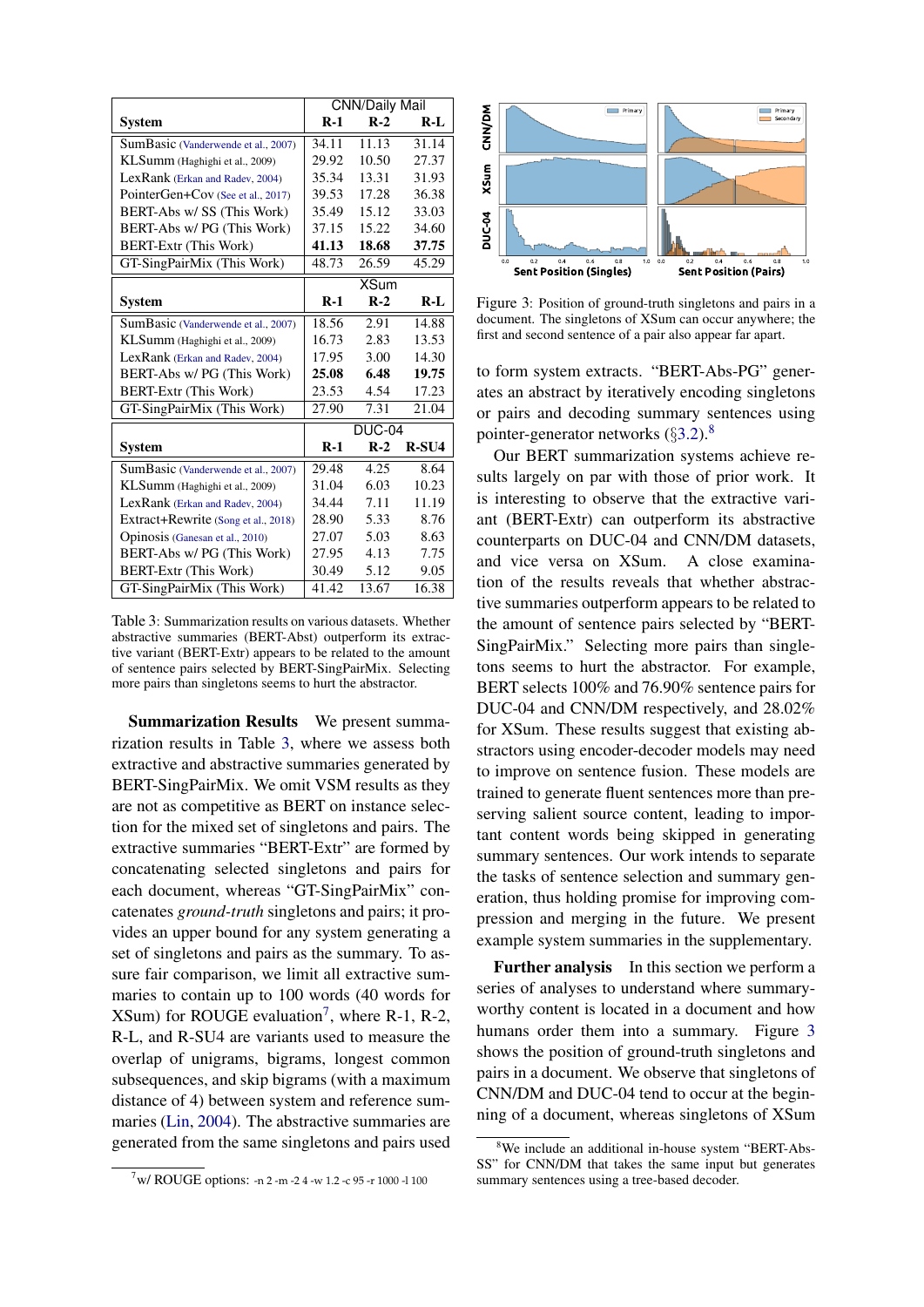| System | CNN/Daily Mail R-1 | R-2 | R-L |
|---|---|---|---|
| SumBasic (Vanderwende et al., 2007) | 34.11 | 11.13 | 31.14 |
| KLSumm (Haghighi et al., 2009) | 29.92 | 10.50 | 27.37 |
| LexRank (Erkan and Radev, 2004) | 35.34 | 13.31 | 31.93 |
| PointerGen+Cov (See et al., 2017) | 39.53 | 17.28 | 36.38 |
| BERT-Abs w/ SS (This Work) | 35.49 | 15.12 | 33.03 |
| BERT-Abs w/ PG (This Work) | 37.15 | 15.22 | 34.60 |
| BERT-Extr (This Work) | **41.13** | **18.68** | **37.75** |
| GT-SingPairMix (This Work) | 48.73 | 26.59 | 45.29 |

| System | XSum R-1 | R-2 | R-L |
|---|---|---|---|
| SumBasic (Vanderwende et al., 2007) | 18.56 | 2.91 | 14.88 |
| KLSumm (Haghighi et al., 2009) | 16.73 | 2.83 | 13.53 |
| LexRank (Erkan and Radev, 2004) | 17.95 | 3.00 | 14.30 |
| BERT-Abs w/ PG (This Work) | **25.08** | **6.48** | **19.75** |
| BERT-Extr (This Work) | 23.53 | 4.54 | 17.23 |
| GT-SingPairMix (This Work) | 27.90 | 7.31 | 21.04 |

| System | DUC-04 R-1 | R-2 | R-SU4 |
|---|---|---|---|
| SumBasic (Vanderwende et al., 2007) | 29.48 | 4.25 | 8.64 |
| KLSumm (Haghighi et al., 2009) | 31.04 | 6.03 | 10.23 |
| LexRank (Erkan and Radev, 2004) | 34.44 | 7.11 | 11.19 |
| Extract+Rewrite (Song et al., 2018) | 28.90 | 5.33 | 8.76 |
| Opinosis (Ganesan et al., 2010) | 27.07 | 5.03 | 8.63 |
| BERT-Abs w/ PG (This Work) | 27.95 | 4.13 | 7.75 |
| BERT-Extr (This Work) | 30.49 | 5.12 | 9.05 |
| GT-SingPairMix (This Work) | 41.42 | 13.67 | 16.38 |

Table 3: Summarization results on various datasets. Whether abstractive summaries (BERT-Abst) outperform its extractive variant (BERT-Extr) appears to be related to the amount of sentence pairs selected by BERT-SingPairMix. Selecting more pairs than singletons seems to hurt the abstractor.

**Summarization Results** We present summarization results in Table 3, where we assess both extractive and abstractive summaries generated by BERT-SingPairMix. We omit VSM results as they are not as competitive as BERT on instance selection for the mixed set of singletons and pairs. The extractive summaries "BERT-Extr" are formed by concatenating selected singletons and pairs for each document, whereas "GT-SingPairMix" concatenates *ground-truth* singletons and pairs; it provides an upper bound for any system generating a set of singletons and pairs as the summary. To assure fair comparison, we limit all extractive summaries to contain up to 100 words (40 words for XSum) for ROUGE evaluation[7], where R-1, R-2, R-L, and R-SU4 are variants used to measure the overlap of unigrams, bigrams, longest common subsequences, and skip bigrams (with a maximum distance of 4) between system and reference summaries (Lin, 2004). The abstractive summaries are generated from the same singletons and pairs used to form system extracts. "BERT-Abs-PG" generates an abstract by iteratively encoding singletons or pairs and decoding summary sentences using pointer-generator networks (§3.2).[8]

[7] w/ ROUGE options: -n 2 -m -2 4 -w 1.2 -c 95 -r 1000 -l 100

Figure 3: Position of ground-truth singletons and pairs in a document. The singletons of XSum can occur anywhere; the first and second sentence of a pair also appear far apart.

Our BERT summarization systems achieve results largely on par with those of prior work. It is interesting to observe that the extractive variant (BERT-Extr) can outperform its abstractive counterparts on DUC-04 and CNN/DM datasets, and vice versa on XSum. A close examination of the results reveals that whether abstractive summaries outperform appears to be related to the amount of sentence pairs selected by "BERT-SingPairMix." Selecting more pairs than singletons seems to hurt the abstractor. For example, BERT selects 100% and 76.90% sentence pairs for DUC-04 and CNN/DM respectively, and 28.02% for XSum. These results suggest that existing abstractors using encoder-decoder models may need to improve on sentence fusion. These models are trained to generate fluent sentences more than preserving salient source content, leading to important content words being skipped in generating summary sentences. Our work intends to separate the tasks of sentence selection and summary generation, thus holding promise for improving compression and merging in the future. We present example system summaries in the supplementary.

**Further analysis** In this section we perform a series of analyses to understand where summary-worthy content is located in a document and how humans order them into a summary. Figure 3 shows the position of ground-truth singletons and pairs in a document. We observe that singletons of CNN/DM and DUC-04 tend to occur at the beginning of a document, whereas singletons of XSum

[8] We include an additional in-house system "BERT-Abs-SS" for CNN/DM that takes the same input but generates summary sentences using a tree-based decoder.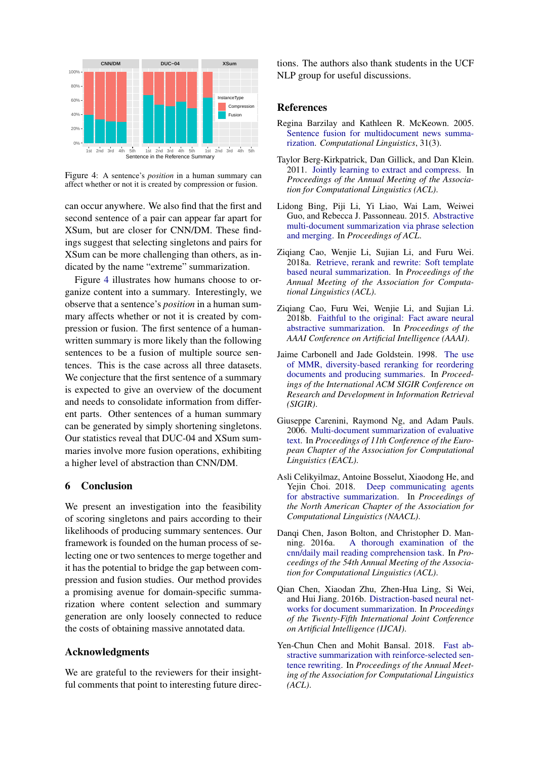Figure 4: A sentence's *position* in a human summary can affect whether or not it is created by compression or fusion.

can occur anywhere. We also find that the first and second sentence of a pair can appear far apart for XSum, but are closer for CNN/DM. These findings suggest that selecting singletons and pairs for XSum can be more challenging than others, as indicated by the name "extreme" summarization.

Figure 4 illustrates how humans choose to organize content into a summary. Interestingly, we observe that a sentence's *position* in a human summary affects whether or not it is created by compression or fusion. The first sentence of a human-written summary is more likely than the following sentences to be a fusion of multiple source sentences. This is the case across all three datasets. We conjecture that the first sentence of a summary is expected to give an overview of the document and needs to consolidate information from different parts. Other sentences of a human summary can be generated by simply shortening singletons. Our statistics reveal that DUC-04 and XSum summaries involve more fusion operations, exhibiting a higher level of abstraction than CNN/DM.

## 6 Conclusion

We present an investigation into the feasibility of scoring singletons and pairs according to their likelihoods of producing summary sentences. Our framework is founded on the human process of selecting one or two sentences to merge together and it has the potential to bridge the gap between compression and fusion studies. Our method provides a promising avenue for domain-specific summarization where content selection and summary generation are only loosely connected to reduce the costs of obtaining massive annotated data.

## Acknowledgments

We are grateful to the reviewers for their insightful comments that point to interesting future directions. The authors also thank students in the UCF NLP group for useful discussions.

## References

Regina Barzilay and Kathleen R. McKeown. 2005. Sentence fusion for multidocument news summarization. *Computational Linguistics*, 31(3).

Taylor Berg-Kirkpatrick, Dan Gillick, and Dan Klein. 2011. Jointly learning to extract and compress. In *Proceedings of the Annual Meeting of the Association for Computational Linguistics (ACL)*.

Lidong Bing, Piji Li, Yi Liao, Wai Lam, Weiwei Guo, and Rebecca J. Passonneau. 2015. Abstractive multi-document summarization via phrase selection and merging. In *Proceedings of ACL*.

Ziqiang Cao, Wenjie Li, Sujian Li, and Furu Wei. 2018a. Retrieve, rerank and rewrite: Soft template based neural summarization. In *Proceedings of the Annual Meeting of the Association for Computational Linguistics (ACL)*.

Ziqiang Cao, Furu Wei, Wenjie Li, and Sujian Li. 2018b. Faithful to the original: Fact aware neural abstractive summarization. In *Proceedings of the AAAI Conference on Artificial Intelligence (AAAI)*.

Jaime Carbonell and Jade Goldstein. 1998. The use of MMR, diversity-based reranking for reordering documents and producing summaries. In *Proceedings of the International ACM SIGIR Conference on Research and Development in Information Retrieval (SIGIR)*.

Giuseppe Carenini, Raymond Ng, and Adam Pauls. 2006. Multi-document summarization of evaluative text. In *Proceedings of 11th Conference of the European Chapter of the Association for Computational Linguistics (EACL)*.

Asli Celikyilmaz, Antoine Bosselut, Xiaodong He, and Yejin Choi. 2018. Deep communicating agents for abstractive summarization. In *Proceedings of the North American Chapter of the Association for Computational Linguistics (NAACL)*.

Danqi Chen, Jason Bolton, and Christopher D. Manning. 2016a. A thorough examination of the cnn/daily mail reading comprehension task. In *Proceedings of the 54th Annual Meeting of the Association for Computational Linguistics (ACL)*.

Qian Chen, Xiaodan Zhu, Zhen-Hua Ling, Si Wei, and Hui Jiang. 2016b. Distraction-based neural networks for document summarization. In *Proceedings of the Twenty-Fifth International Joint Conference on Artificial Intelligence (IJCAI)*.

Yen-Chun Chen and Mohit Bansal. 2018. Fast abstractive summarization with reinforce-selected sentence rewriting. In *Proceedings of the Annual Meeting of the Association for Computational Linguistics (ACL)*.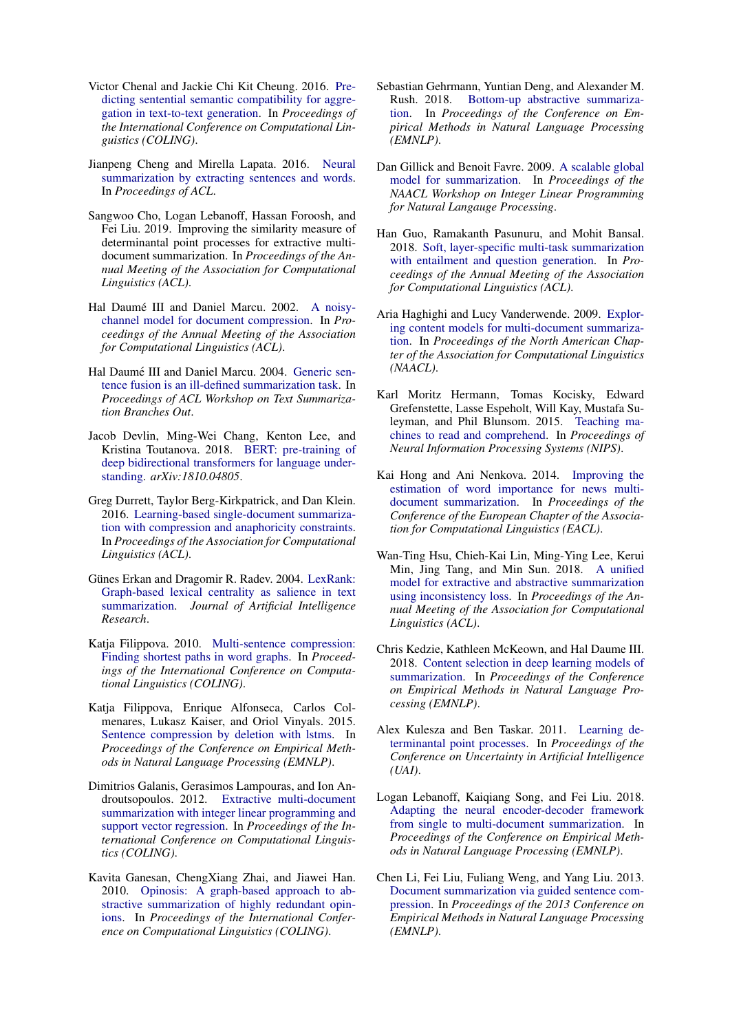Victor Chenal and Jackie Chi Kit Cheung. 2016. Predicting sentential semantic compatibility for aggregation in text-to-text generation. In *Proceedings of the International Conference on Computational Linguistics (COLING)*.

Jianpeng Cheng and Mirella Lapata. 2016. Neural summarization by extracting sentences and words. In *Proceedings of ACL*.

Sangwoo Cho, Logan Lebanoff, Hassan Foroosh, and Fei Liu. 2019. Improving the similarity measure of determinantal point processes for extractive multi-document summarization. In *Proceedings of the Annual Meeting of the Association for Computational Linguistics (ACL)*.

Hal Daumé III and Daniel Marcu. 2002. A noisy-channel model for document compression. In *Proceedings of the Annual Meeting of the Association for Computational Linguistics (ACL)*.

Hal Daumé III and Daniel Marcu. 2004. Generic sentence fusion is an ill-defined summarization task. In *Proceedings of ACL Workshop on Text Summarization Branches Out*.

Jacob Devlin, Ming-Wei Chang, Kenton Lee, and Kristina Toutanova. 2018. BERT: pre-training of deep bidirectional transformers for language understanding. *arXiv:1810.04805*.

Greg Durrett, Taylor Berg-Kirkpatrick, and Dan Klein. 2016. Learning-based single-document summarization with compression and anaphoricity constraints. In *Proceedings of the Association for Computational Linguistics (ACL)*.

Günes Erkan and Dragomir R. Radev. 2004. LexRank: Graph-based lexical centrality as salience in text summarization. *Journal of Artificial Intelligence Research*.

Katja Filippova. 2010. Multi-sentence compression: Finding shortest paths in word graphs. In *Proceedings of the International Conference on Computational Linguistics (COLING)*.

Katja Filippova, Enrique Alfonseca, Carlos Colmenares, Lukasz Kaiser, and Oriol Vinyals. 2015. Sentence compression by deletion with lstms. In *Proceedings of the Conference on Empirical Methods in Natural Language Processing (EMNLP)*.

Dimitrios Galanis, Gerasimos Lampouras, and Ion Androutsopoulos. 2012. Extractive multi-document summarization with integer linear programming and support vector regression. In *Proceedings of the International Conference on Computational Linguistics (COLING)*.

Kavita Ganesan, ChengXiang Zhai, and Jiawei Han. 2010. Opinosis: A graph-based approach to abstractive summarization of highly redundant opinions. In *Proceedings of the International Conference on Computational Linguistics (COLING)*.

Sebastian Gehrmann, Yuntian Deng, and Alexander M. Rush. 2018. Bottom-up abstractive summarization. In *Proceedings of the Conference on Empirical Methods in Natural Language Processing (EMNLP)*.

Dan Gillick and Benoit Favre. 2009. A scalable global model for summarization. In *Proceedings of the NAACL Workshop on Integer Linear Programming for Natural Langauge Processing*.

Han Guo, Ramakanth Pasunuru, and Mohit Bansal. 2018. Soft, layer-specific multi-task summarization with entailment and question generation. In *Proceedings of the Annual Meeting of the Association for Computational Linguistics (ACL)*.

Aria Haghighi and Lucy Vanderwende. 2009. Exploring content models for multi-document summarization. In *Proceedings of the North American Chapter of the Association for Computational Linguistics (NAACL)*.

Karl Moritz Hermann, Tomas Kocisky, Edward Grefenstette, Lasse Espeholt, Will Kay, Mustafa Suleyman, and Phil Blunsom. 2015. Teaching machines to read and comprehend. In *Proceedings of Neural Information Processing Systems (NIPS)*.

Kai Hong and Ani Nenkova. 2014. Improving the estimation of word importance for news multi-document summarization. In *Proceedings of the Conference of the European Chapter of the Association for Computational Linguistics (EACL)*.

Wan-Ting Hsu, Chieh-Kai Lin, Ming-Ying Lee, Kerui Min, Jing Tang, and Min Sun. 2018. A unified model for extractive and abstractive summarization using inconsistency loss. In *Proceedings of the Annual Meeting of the Association for Computational Linguistics (ACL)*.

Chris Kedzie, Kathleen McKeown, and Hal Daume III. 2018. Content selection in deep learning models of summarization. In *Proceedings of the Conference on Empirical Methods in Natural Language Processing (EMNLP)*.

Alex Kulesza and Ben Taskar. 2011. Learning determinantal point processes. In *Proceedings of the Conference on Uncertainty in Artificial Intelligence (UAI)*.

Logan Lebanoff, Kaiqiang Song, and Fei Liu. 2018. Adapting the neural encoder-decoder framework from single to multi-document summarization. In *Proceedings of the Conference on Empirical Methods in Natural Language Processing (EMNLP)*.

Chen Li, Fei Liu, Fuliang Weng, and Yang Liu. 2013. Document summarization via guided sentence compression. In *Proceedings of the 2013 Conference on Empirical Methods in Natural Language Processing (EMNLP)*.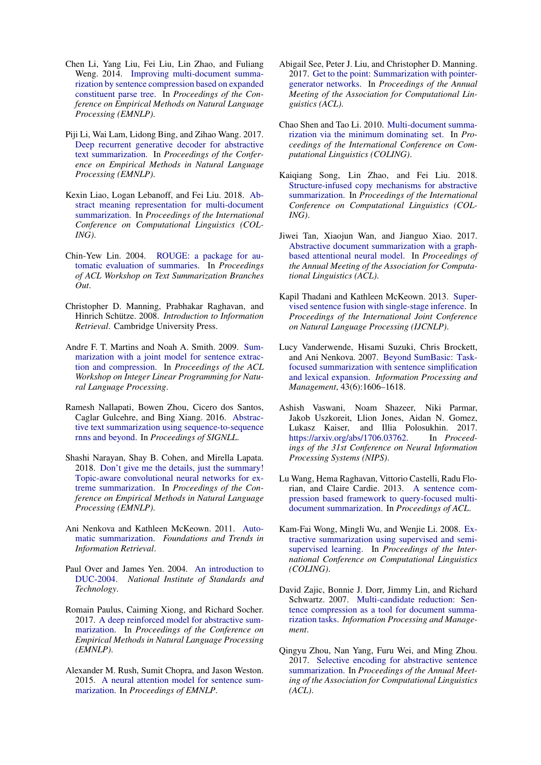Chen Li, Yang Liu, Fei Liu, Lin Zhao, and Fuliang Weng. 2014. Improving multi-document summarization by sentence compression based on expanded constituent parse tree. In *Proceedings of the Conference on Empirical Methods on Natural Language Processing (EMNLP)*.

Piji Li, Wai Lam, Lidong Bing, and Zihao Wang. 2017. Deep recurrent generative decoder for abstractive text summarization. In *Proceedings of the Conference on Empirical Methods in Natural Language Processing (EMNLP)*.

Kexin Liao, Logan Lebanoff, and Fei Liu. 2018. Abstract meaning representation for multi-document summarization. In *Proceedings of the International Conference on Computational Linguistics (COLING)*.

Chin-Yew Lin. 2004. ROUGE: a package for automatic evaluation of summaries. In *Proceedings of ACL Workshop on Text Summarization Branches Out*.

Christopher D. Manning, Prabhakar Raghavan, and Hinrich Schütze. 2008. *Introduction to Information Retrieval*. Cambridge University Press.

Andre F. T. Martins and Noah A. Smith. 2009. Summarization with a joint model for sentence extraction and compression. In *Proceedings of the ACL Workshop on Integer Linear Programming for Natural Language Processing*.

Ramesh Nallapati, Bowen Zhou, Cicero dos Santos, Caglar Gulcehre, and Bing Xiang. 2016. Abstractive text summarization using sequence-to-sequence rnns and beyond. In *Proceedings of SIGNLL*.

Shashi Narayan, Shay B. Cohen, and Mirella Lapata. 2018. Don't give me the details, just the summary! Topic-aware convolutional neural networks for extreme summarization. In *Proceedings of the Conference on Empirical Methods in Natural Language Processing (EMNLP)*.

Ani Nenkova and Kathleen McKeown. 2011. Automatic summarization. *Foundations and Trends in Information Retrieval*.

Paul Over and James Yen. 2004. An introduction to DUC-2004. *National Institute of Standards and Technology*.

Romain Paulus, Caiming Xiong, and Richard Socher. 2017. A deep reinforced model for abstractive summarization. In *Proceedings of the Conference on Empirical Methods in Natural Language Processing (EMNLP)*.

Alexander M. Rush, Sumit Chopra, and Jason Weston. 2015. A neural attention model for sentence summarization. In *Proceedings of EMNLP*.

Abigail See, Peter J. Liu, and Christopher D. Manning. 2017. Get to the point: Summarization with pointer-generator networks. In *Proceedings of the Annual Meeting of the Association for Computational Linguistics (ACL)*.

Chao Shen and Tao Li. 2010. Multi-document summarization via the minimum dominating set. In *Proceedings of the International Conference on Computational Linguistics (COLING)*.

Kaiqiang Song, Lin Zhao, and Fei Liu. 2018. Structure-infused copy mechanisms for abstractive summarization. In *Proceedings of the International Conference on Computational Linguistics (COLING)*.

Jiwei Tan, Xiaojun Wan, and Jianguo Xiao. 2017. Abstractive document summarization with a graph-based attentional neural model. In *Proceedings of the Annual Meeting of the Association for Computational Linguistics (ACL)*.

Kapil Thadani and Kathleen McKeown. 2013. Supervised sentence fusion with single-stage inference. In *Proceedings of the International Joint Conference on Natural Language Processing (IJCNLP)*.

Lucy Vanderwende, Hisami Suzuki, Chris Brockett, and Ani Nenkova. 2007. Beyond SumBasic: Task-focused summarization with sentence simplification and lexical expansion. *Information Processing and Management*, 43(6):1606–1618.

Ashish Vaswani, Noam Shazeer, Niki Parmar, Jakob Uszkoreit, Llion Jones, Aidan N. Gomez, Lukasz Kaiser, and Illia Polosukhin. 2017. https://arxiv.org/abs/1706.03762. In *Proceedings of the 31st Conference on Neural Information Processing Systems (NIPS)*.

Lu Wang, Hema Raghavan, Vittorio Castelli, Radu Florian, and Claire Cardie. 2013. A sentence compression based framework to query-focused multi-document summarization. In *Proceedings of ACL*.

Kam-Fai Wong, Mingli Wu, and Wenjie Li. 2008. Extractive summarization using supervised and semi-supervised learning. In *Proceedings of the International Conference on Computational Linguistics (COLING)*.

David Zajic, Bonnie J. Dorr, Jimmy Lin, and Richard Schwartz. 2007. Multi-candidate reduction: Sentence compression as a tool for document summarization tasks. *Information Processing and Management*.

Qingyu Zhou, Nan Yang, Furu Wei, and Ming Zhou. 2017. Selective encoding for abstractive sentence summarization. In *Proceedings of the Annual Meeting of the Association for Computational Linguistics (ACL)*.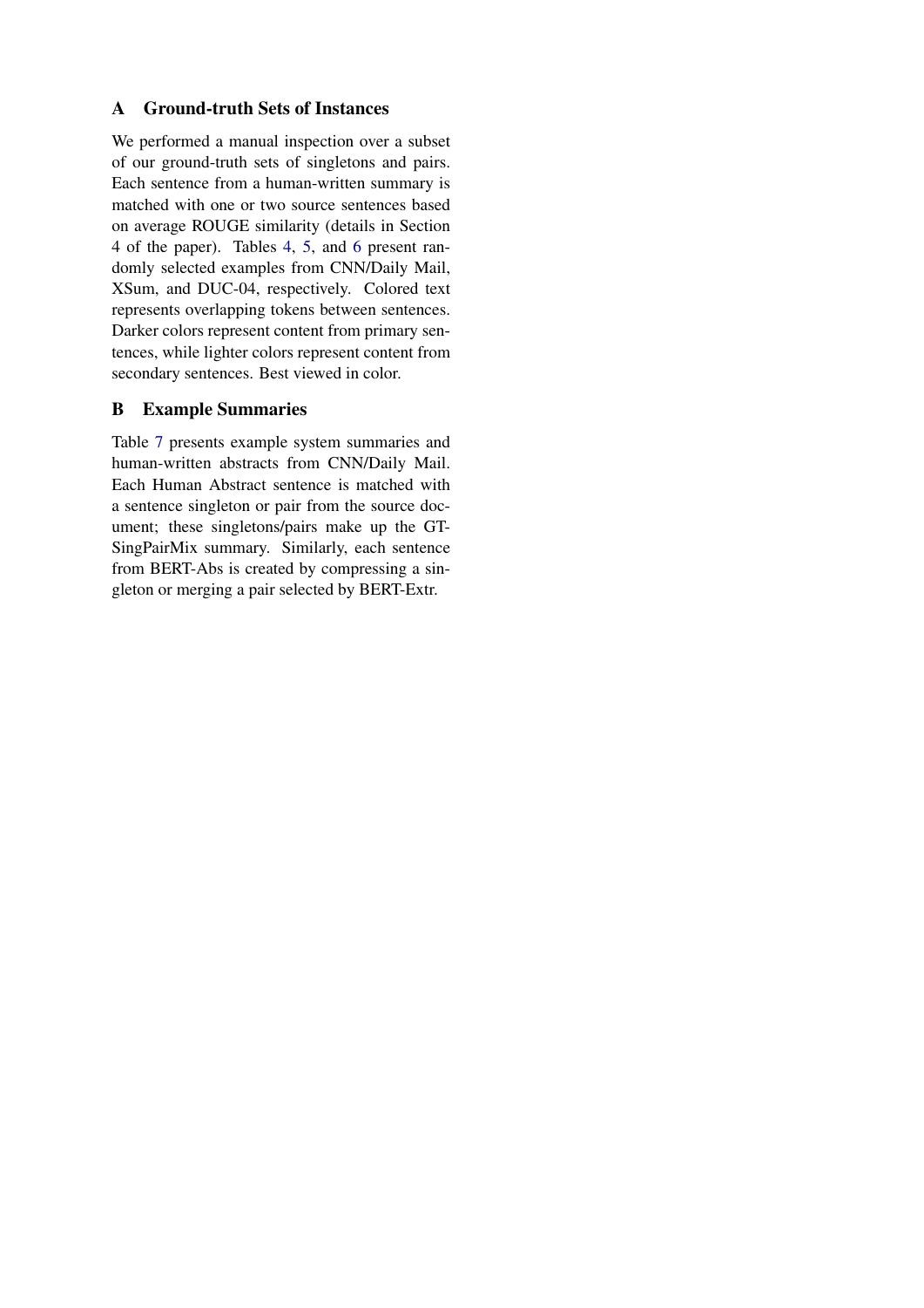## A Ground-truth Sets of Instances

We performed a manual inspection over a subset of our ground-truth sets of singletons and pairs. Each sentence from a human-written summary is matched with one or two source sentences based on average ROUGE similarity (details in Section 4 of the paper). Tables 4, 5, and 6 present randomly selected examples from CNN/Daily Mail, XSum, and DUC-04, respectively. Colored text represents overlapping tokens between sentences. Darker colors represent content from primary sentences, while lighter colors represent content from secondary sentences. Best viewed in color.

## B Example Summaries

Table 7 presents example system summaries and human-written abstracts from CNN/Daily Mail. Each Human Abstract sentence is matched with a sentence singleton or pair from the source document; these singletons/pairs make up the GT-SingPairMix summary. Similarly, each sentence from BERT-Abs is created by compressing a singleton or merging a pair selected by BERT-Extr.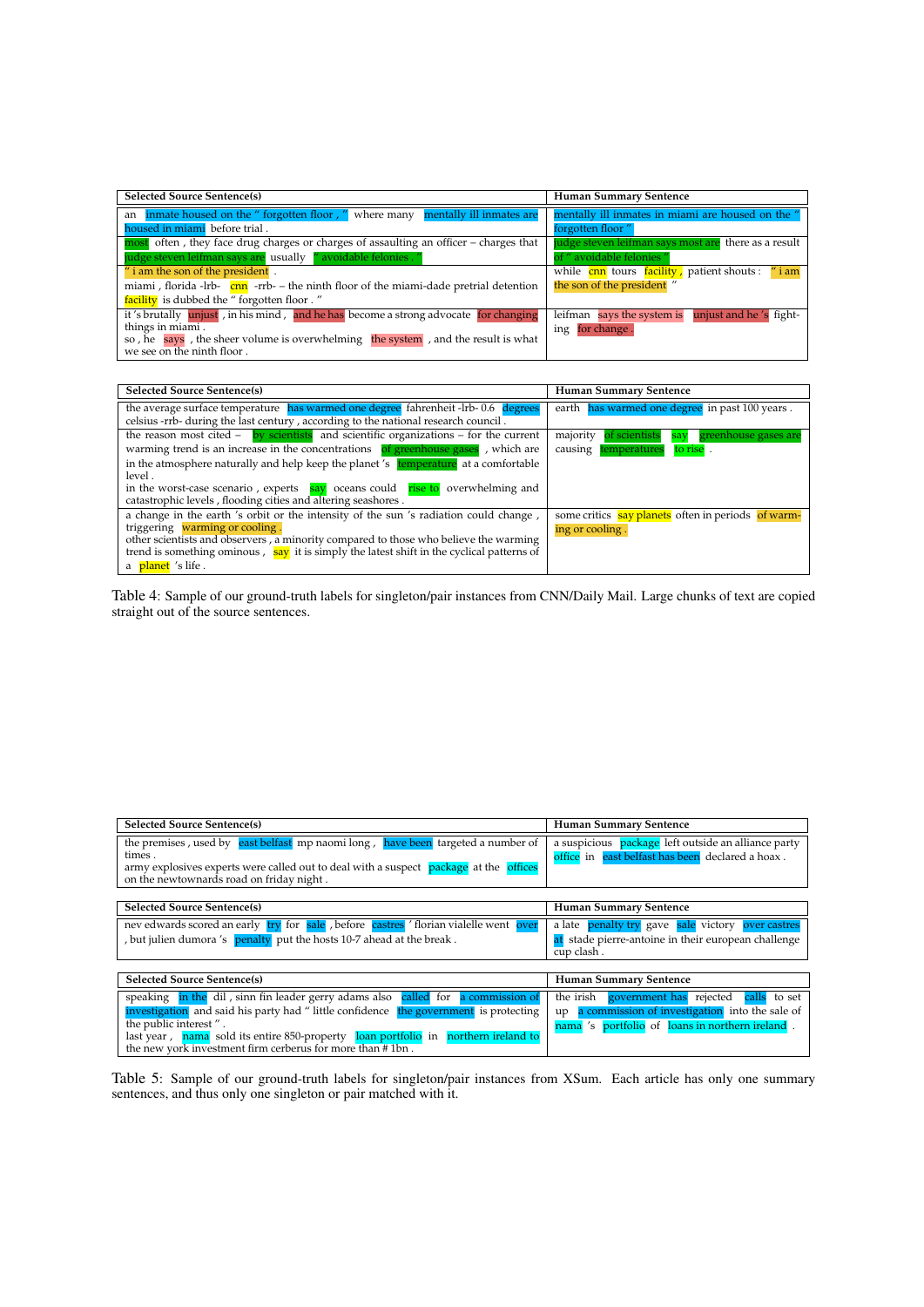| Selected Source Sentence(s) | Human Summary Sentence |
| --- | --- |
| an inmate housed on the " forgotten floor , " where many mentally ill inmates are housed in miami before trial . | mentally ill inmates in miami are housed on the " forgotten floor " |
| most often , they face drug charges or charges of assaulting an officer – charges that judge steven leifman says are usually " avoidable felonies . " | judge steven leifman says most are there as a result of " avoidable felonies " |
| " i am the son of the president . <br> miami , florida -lrb- cnn -rrb- – the ninth floor of the miami-dade pretrial detention facility is dubbed the " forgotten floor . " | while cnn tours facility , patient shouts : " i am the son of the president " |
| it 's brutally unjust , in his mind , and he has become a strong advocate for changing things in miami . <br> so , he says , the sheer volume is overwhelming the system , and the result is what we see on the ninth floor . | leifman says the system is unjust and he 's fighting for change . |

| Selected Source Sentence(s) | Human Summary Sentence |
| --- | --- |
| the average surface temperature has warmed one degree fahrenheit -lrb- 0.6 degrees celsius -rrb- during the last century , according to the national research council . | earth has warmed one degree in past 100 years . |
| the reason most cited – by scientists and scientific organizations – for the current warming trend is an increase in the concentrations of greenhouse gases , which are in the atmosphere naturally and help keep the planet 's temperature at a comfortable level . <br> in the worst-case scenario , experts say oceans could rise to overwhelming and catastrophic levels , flooding cities and altering seashores . | majority of scientists say greenhouse gases are causing temperatures to rise . |
| a change in the earth 's orbit or the intensity of the sun 's radiation could change , triggering warming or cooling . <br> other scientists and observers , a minority compared to those who believe the warming trend is something ominous , say it is simply the latest shift in the cyclical patterns of a planet 's life . | some critics say planets often in periods of warming or cooling . |

Table 4: Sample of our ground-truth labels for singleton/pair instances from CNN/Daily Mail. Large chunks of text are copied straight out of the source sentences.

| Selected Source Sentence(s) | Human Summary Sentence |
| --- | --- |
| the premises , used by east belfast mp naomi long , have been targeted a number of times . <br> army explosives experts were called out to deal with a suspect package at the offices on the newtownards road on friday night . | a suspicious package left outside an alliance party office in east belfast has been declared a hoax . |

| Selected Source Sentence(s) | Human Summary Sentence |
| --- | --- |
| nev edwards scored an early try for sale , before castres ' florian vialelle went over , but julien dumora 's penalty put the hosts 10-7 ahead at the break . | a late penalty try gave sale victory over castres at stade pierre-antoine in their european challenge cup clash . |

| Selected Source Sentence(s) | Human Summary Sentence |
| --- | --- |
| speaking in the dil , sinn fin leader gerry adams also called for a commission of investigation and said his party had " little confidence the government is protecting the public interest " . <br> last year , nama sold its entire 850-property loan portfolio in northern ireland to the new york investment firm cerberus for more than # 1bn . | the irish government has rejected calls to set up a commission of investigation into the sale of nama 's portfolio of loans in northern ireland . |

Table 5: Sample of our ground-truth labels for singleton/pair instances from XSum. Each article has only one summary sentences, and thus only one singleton or pair matched with it.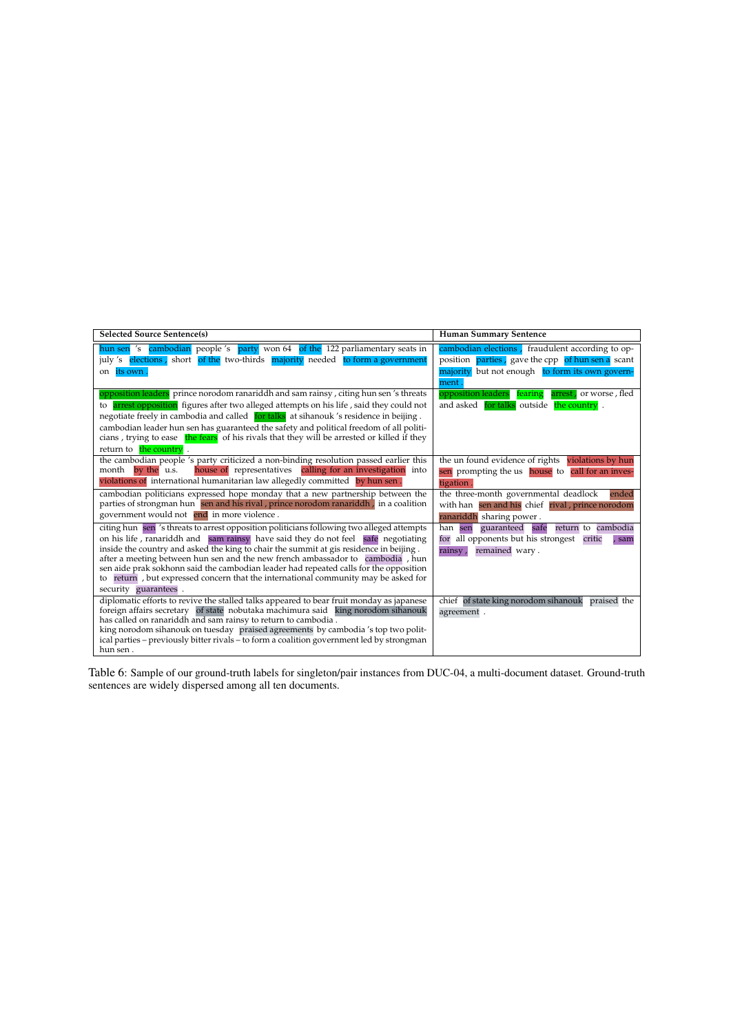| Selected Source Sentence(s) | Human Summary Sentence |
|---|---|
| hun sen 's cambodian people 's party won 64 of the 122 parliamentary seats in july 's elections , short of the two-thirds majority needed to form a government on its own . | cambodian elections , fraudulent according to opposition parties , gave the cpp of hun sen a scant majority but not enough to form its own government . |
| opposition leaders prince norodom ranariddh and sam rainsy , citing hun sen 's threats to arrest opposition figures after two alleged attempts on his life , said they could not negotiate freely in cambodia and called for talks at sihanouk 's residence in beijing . cambodian leader hun sen has guaranteed the safety and political freedom of all politicians , trying to ease the fears of his rivals that they will be arrested or killed if they return to the country . | opposition leaders fearing arrest , or worse , fled and asked for talks outside the country . |
| the cambodian people 's party criticized a non-binding resolution passed earlier this month by the u.s. house of representatives calling for an investigation into violations of international humanitarian law allegedly committed by hun sen . | the un found evidence of rights violations by hun sen prompting the us house to call for an investigation . |
| cambodian politicians expressed hope monday that a new partnership between the parties of strongman hun sen and his rival , prince norodom ranariddh , in a coalition government would not end in more violence . | the three-month governmental deadlock ended with han sen and his chief rival , prince norodom ranariddh sharing power . |
| citing hun sen 's threats to arrest opposition politicians following two alleged attempts on his life , ranariddh and sam rainsy have said they do not feel safe negotiating inside the country and asked the king to chair the summit at gis residence in beijing . after a meeting between hun sen and the new french ambassador to cambodia , hun sen aide prak sokhonn said the cambodian leader had repeated calls for the opposition to return , but expressed concern that the international community may be asked for security guarantees . | han sen guaranteed safe return to cambodia for all opponents but his strongest critic , sam rainsy , remained wary . |
| diplomatic efforts to revive the stalled talks appeared to bear fruit monday as japanese foreign affairs secretary of state nobutaka machimura said king norodom sihanouk has called on ranariddh and sam rainsy to return to cambodia . king norodom sihanouk on tuesday praised agreements by cambodia 's top two political parties – previously bitter rivals – to form a coalition government led by strongman hun sen . | chief of state king norodom sihanouk praised the agreement . |

Table 6: Sample of our ground-truth labels for singleton/pair instances from DUC-04, a multi-document dataset. Ground-truth sentences are widely dispersed among all ten documents.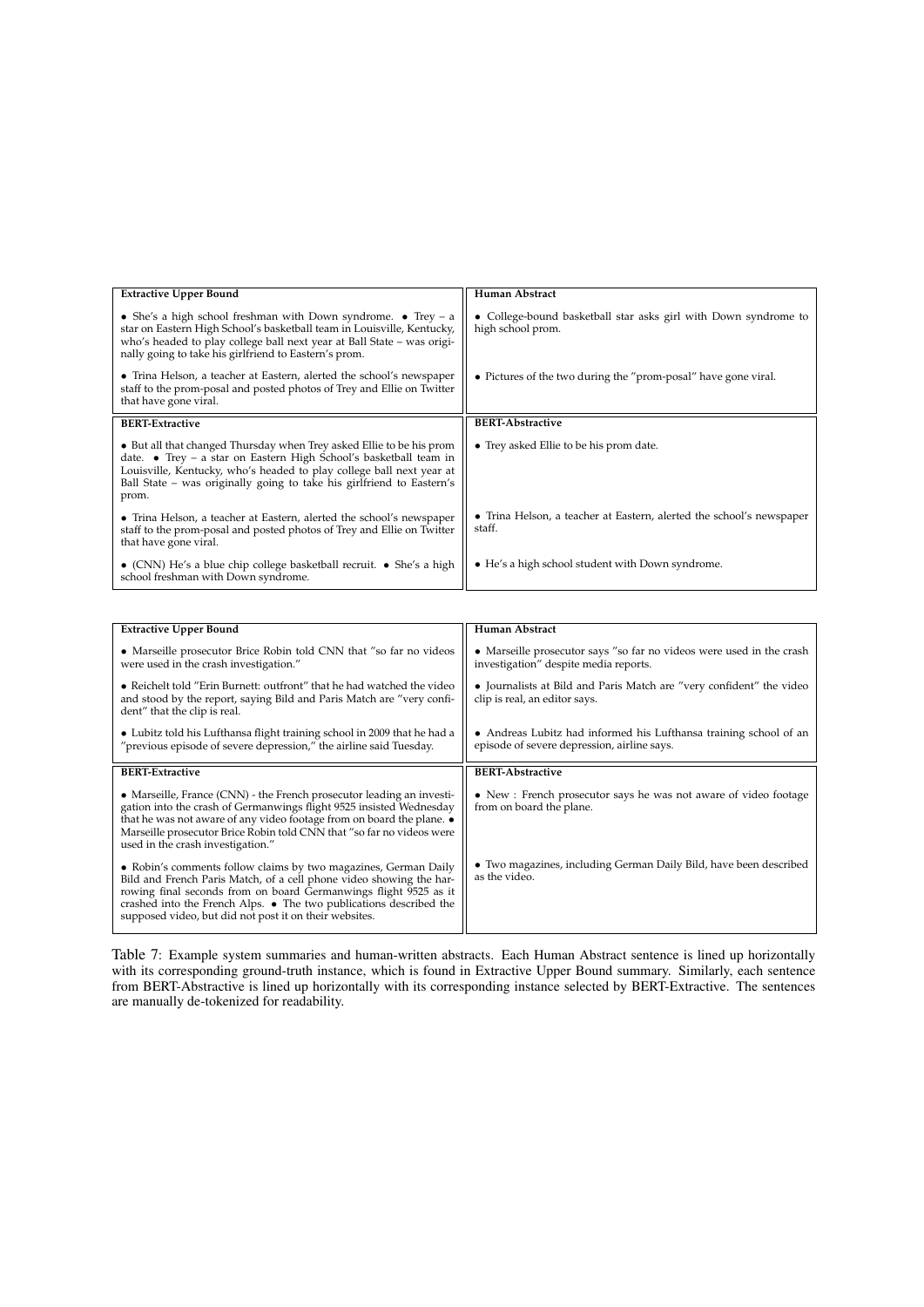| Extractive Upper Bound | Human Abstract |
|---|---|
| • She's a high school freshman with Down syndrome. • Trey – a star on Eastern High School's basketball team in Louisville, Kentucky, who's headed to play college basketball next year at Ball State – was originally going to take his girlfriend to Eastern's prom. | • College-bound basketball star asks girl with Down syndrome to high school prom. |
| • Trina Helson, a teacher at Eastern, alerted the school's newspaper staff to the prom-posal and posted photos of Trey and Ellie on Twitter that have gone viral. | • Pictures of the two during the "prom-posal" have gone viral. |
| **BERT-Extractive** | **BERT-Abstractive** |
| • But all that changed Thursday when Trey asked Ellie to be his prom date. • Trey – a star on Eastern High School's basketball team in Louisville, Kentucky, who's headed to play college ball next year at Ball State – was originally going to take his girlfriend to Eastern's prom. | • Trey asked Ellie to be his prom date. |
| • Trina Helson, a teacher at Eastern, alerted the school's newspaper staff to the prom-posal and posted photos of Trey and Ellie on Twitter that have gone viral. | • Trina Helson, a teacher at Eastern, alerted the school's newspaper staff. |
| • (CNN) He's a blue chip college basketball recruit. • She's a high school freshman with Down syndrome. | • He's a high school student with Down syndrome. |

| Extractive Upper Bound | Human Abstract |
|---|---|
| • Marseille prosecutor Brice Robin told CNN that "so far no videos were used in the crash investigation." | • Marseille prosecutor says "so far no videos were used in the crash investigation" despite media reports. |
| • Reichelt told "Erin Burnett: outfront" that he had watched the video and stood by the report, saying Bild and Paris Match are "very confident" that the clip is real. | • Journalists at Bild and Paris Match are "very confident" the video clip is real, an editor says. |
| • Lubitz told his Lufthansa flight training school in 2009 that he had a "previous episode of severe depression," the airline said Tuesday. | • Andreas Lubitz had informed his Lufthansa training school of an episode of severe depression, airline says. |
| **BERT-Extractive** | **BERT-Abstractive** |
| • Marseille, France (CNN) - the French prosecutor leading an investigation into the crash of Germanwings flight 9525 insisted Wednesday that he was not aware of any video footage from on board the plane. • Marseille prosecutor Brice Robin told CNN that "so far no videos were used in the crash investigation." | • New : French prosecutor says he was not aware of video footage from on board the plane. |
| • Robin's comments follow claims by two magazines, German Daily Bild and French Paris Match, of a cell phone video showing the harrowing final seconds from on board Germanwings flight 9525 as it crashed into the French Alps. • The two publications described the supposed video, but did not post it on their websites. | • Two magazines, including German Daily Bild, have been described as the video. |

Table 7: Example system summaries and human-written abstracts. Each Human Abstract sentence is lined up horizontally with its corresponding ground-truth instance, which is found in Extractive Upper Bound summary. Similarly, each sentence from BERT-Abstractive is lined up horizontally with its corresponding instance selected by BERT-Extractive. The sentences are manually de-tokenized for readability.